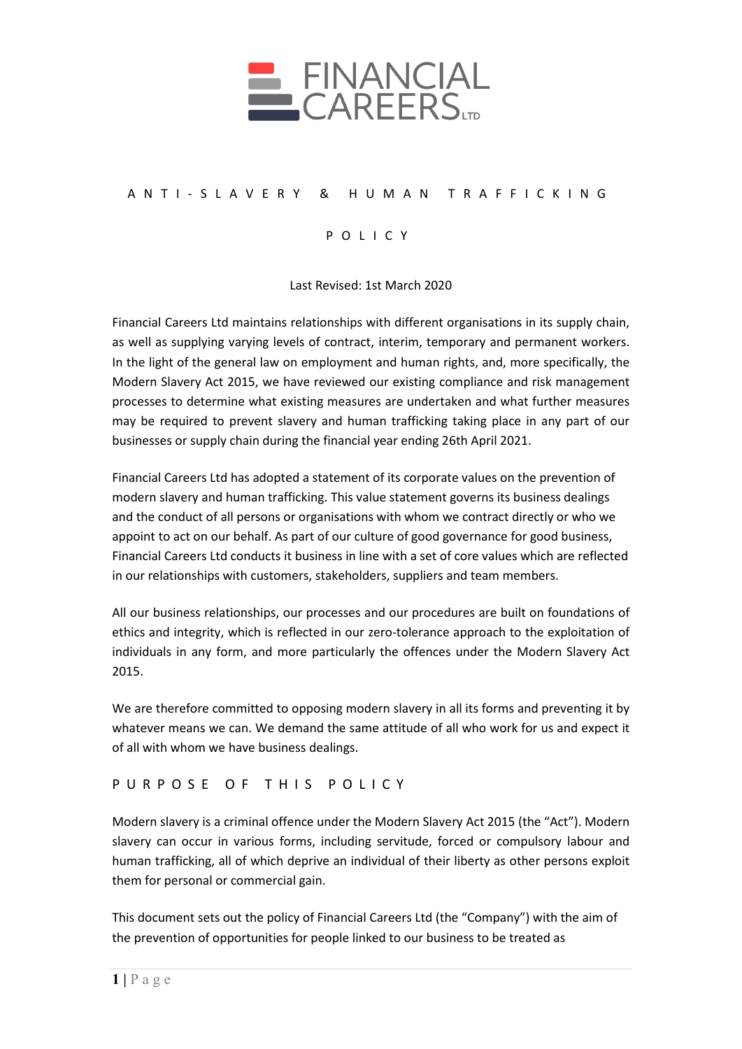# ANTI-SLAVERY & HUMAN TRAFFICKING POLICY

Last Revised: 1st March 2020

Financial Careers Ltd maintains relationships with different organisations in its supply chain, as well as supplying varying levels of contract, interim, temporary and permanent workers. In the light of the general law on employment and human rights, and, more specifically, the Modern Slavery Act 2015, we have reviewed our existing compliance and risk management processes to determine what existing measures are undertaken and what further measures may be required to prevent slavery and human trafficking taking place in any part of our businesses or supply chain during the financial year ending 26th April 2021.

Financial Careers Ltd has adopted a statement of its corporate values on the prevention of modern slavery and human trafficking. This value statement governs its business dealings and the conduct of all persons or organisations with whom we contract directly or who we appoint to act on our behalf. As part of our culture of good governance for good business, Financial Careers Ltd conducts it business in line with a set of core values which are reflected in our relationships with customers, stakeholders, suppliers and team members.

All our business relationships, our processes and our procedures are built on foundations of ethics and integrity, which is reflected in our zero-tolerance approach to the exploitation of individuals in any form, and more particularly the offences under the Modern Slavery Act 2015.

We are therefore committed to opposing modern slavery in all its forms and preventing it by whatever means we can. We demand the same attitude of all who work for us and expect it of all with whom we have business dealings.

## PURPOSE OF THIS POLICY

Modern slavery is a criminal offence under the Modern Slavery Act 2015 (the "Act"). Modern slavery can occur in various forms, including servitude, forced or compulsory labour and human trafficking, all of which deprive an individual of their liberty as other persons exploit them for personal or commercial gain.

This document sets out the policy of Financial Careers Ltd (the "Company") with the aim of the prevention of opportunities for people linked to our business to be treated as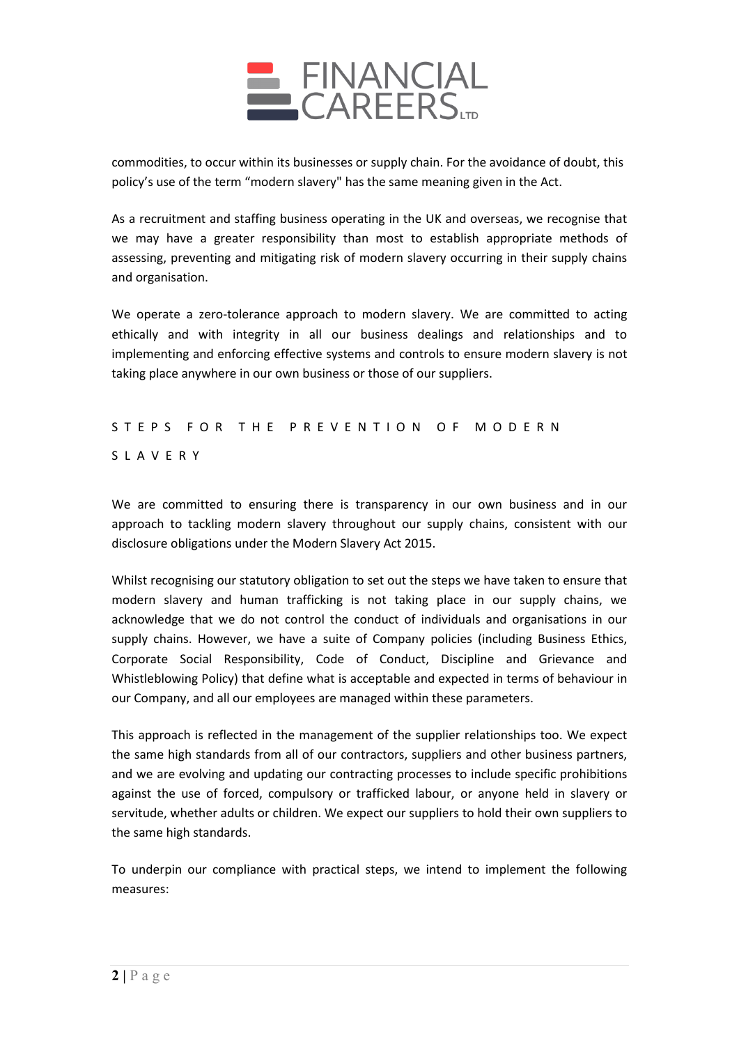commodities, to occur within its businesses or supply chain. For the avoidance of doubt, this policy's use of the term "modern slavery" has the same meaning given in the Act.

As a recruitment and staffing business operating in the UK and overseas, we recognise that we may have a greater responsibility than most to establish appropriate methods of assessing, preventing and mitigating risk of modern slavery occurring in their supply chains and organisation.

We operate a zero-tolerance approach to modern slavery. We are committed to acting ethically and with integrity in all our business dealings and relationships and to implementing and enforcing effective systems and controls to ensure modern slavery is not taking place anywhere in our own business or those of our suppliers.

## STEPS FOR THE PREVENTION OF MODERN SLAVERY

We are committed to ensuring there is transparency in our own business and in our approach to tackling modern slavery throughout our supply chains, consistent with our disclosure obligations under the Modern Slavery Act 2015.

Whilst recognising our statutory obligation to set out the steps we have taken to ensure that modern slavery and human trafficking is not taking place in our supply chains, we acknowledge that we do not control the conduct of individuals and organisations in our supply chains. However, we have a suite of Company policies (including Business Ethics, Corporate Social Responsibility, Code of Conduct, Discipline and Grievance and Whistleblowing Policy) that define what is acceptable and expected in terms of behaviour in our Company, and all our employees are managed within these parameters.

This approach is reflected in the management of the supplier relationships too. We expect the same high standards from all of our contractors, suppliers and other business partners, and we are evolving and updating our contracting processes to include specific prohibitions against the use of forced, compulsory or trafficked labour, or anyone held in slavery or servitude, whether adults or children. We expect our suppliers to hold their own suppliers to the same high standards.

To underpin our compliance with practical steps, we intend to implement the following measures: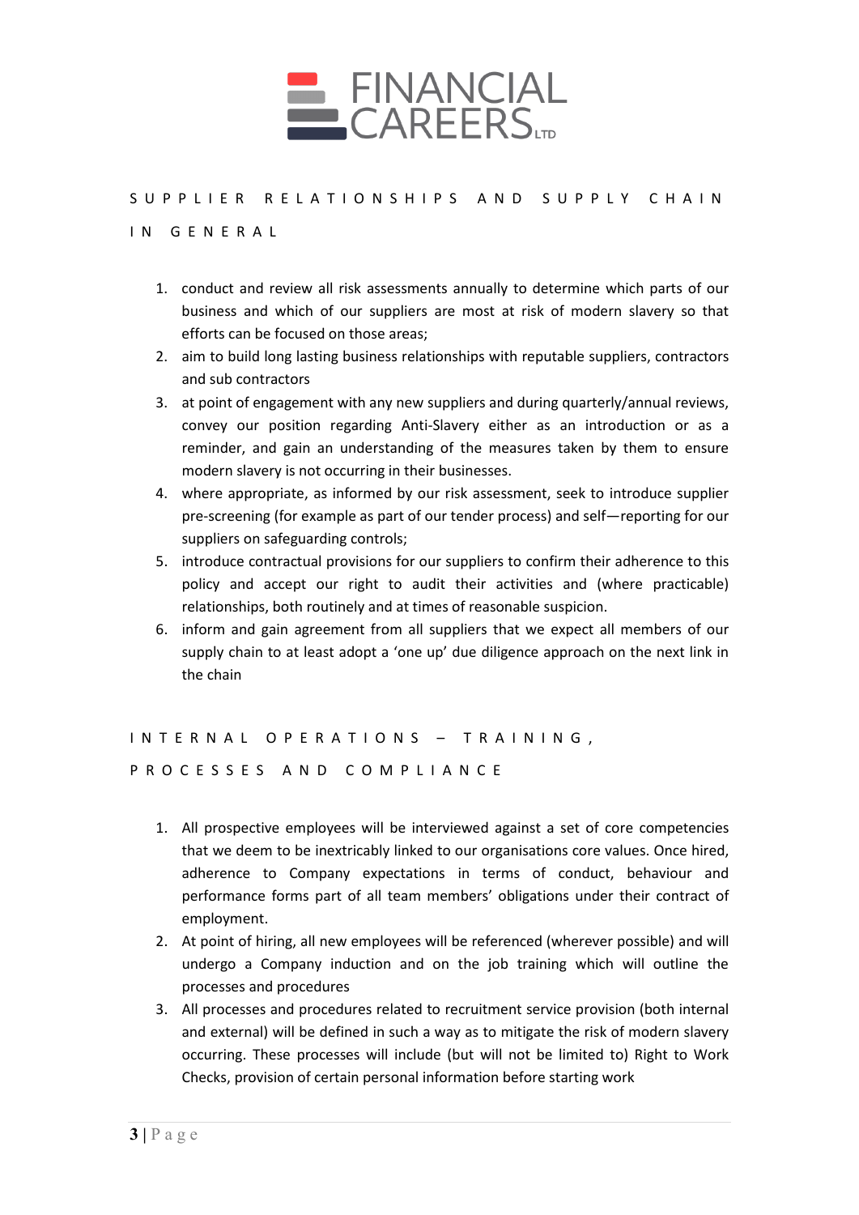## SUPPLIER RELATIONSHIPS AND SUPPLY CHAIN IN GENERAL

1. conduct and review all risk assessments annually to determine which parts of our business and which of our suppliers are most at risk of modern slavery so that efforts can be focused on those areas;
2. aim to build long lasting business relationships with reputable suppliers, contractors and sub contractors
3. at point of engagement with any new suppliers and during quarterly/annual reviews, convey our position regarding Anti-Slavery either as an introduction or as a reminder, and gain an understanding of the measures taken by them to ensure modern slavery is not occurring in their businesses.
4. where appropriate, as informed by our risk assessment, seek to introduce supplier pre-screening (for example as part of our tender process) and self—reporting for our suppliers on safeguarding controls;
5. introduce contractual provisions for our suppliers to confirm their adherence to this policy and accept our right to audit their activities and (where practicable) relationships, both routinely and at times of reasonable suspicion.
6. inform and gain agreement from all suppliers that we expect all members of our supply chain to at least adopt a 'one up' due diligence approach on the next link in the chain

## INTERNAL OPERATIONS – TRAINING, PROCESSES AND COMPLIANCE

1. All prospective employees will be interviewed against a set of core competencies that we deem to be inextricably linked to our organisations core values. Once hired, adherence to Company expectations in terms of conduct, behaviour and performance forms part of all team members' obligations under their contract of employment.
2. At point of hiring, all new employees will be referenced (wherever possible) and will undergo a Company induction and on the job training which will outline the processes and procedures
3. All processes and procedures related to recruitment service provision (both internal and external) will be defined in such a way as to mitigate the risk of modern slavery occurring. These processes will include (but will not be limited to) Right to Work Checks, provision of certain personal information before starting work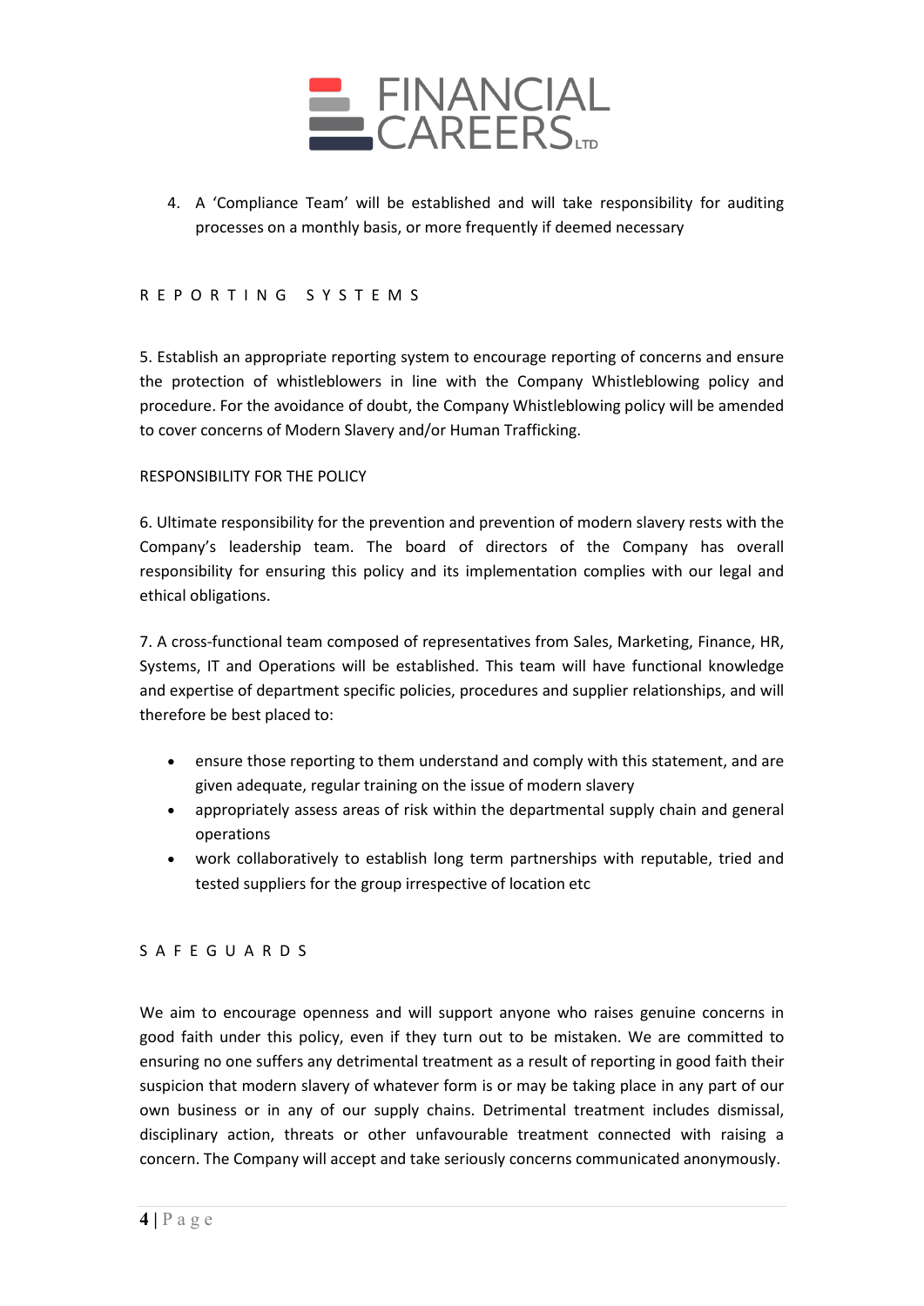4. A 'Compliance Team' will be established and will take responsibility for auditing processes on a monthly basis, or more frequently if deemed necessary

## R E P O R T I N G   S Y S T E M S

5. Establish an appropriate reporting system to encourage reporting of concerns and ensure the protection of whistleblowers in line with the Company Whistleblowing policy and procedure. For the avoidance of doubt, the Company Whistleblowing policy will be amended to cover concerns of Modern Slavery and/or Human Trafficking.

## RESPONSIBILITY FOR THE POLICY

6. Ultimate responsibility for the prevention and prevention of modern slavery rests with the Company's leadership team. The board of directors of the Company has overall responsibility for ensuring this policy and its implementation complies with our legal and ethical obligations.

7. A cross-functional team composed of representatives from Sales, Marketing, Finance, HR, Systems, IT and Operations will be established. This team will have functional knowledge and expertise of department specific policies, procedures and supplier relationships, and will therefore be best placed to:

- ensure those reporting to them understand and comply with this statement, and are given adequate, regular training on the issue of modern slavery
- appropriately assess areas of risk within the departmental supply chain and general operations
- work collaboratively to establish long term partnerships with reputable, tried and tested suppliers for the group irrespective of location etc

## S A F E G U A R D S

We aim to encourage openness and will support anyone who raises genuine concerns in good faith under this policy, even if they turn out to be mistaken. We are committed to ensuring no one suffers any detrimental treatment as a result of reporting in good faith their suspicion that modern slavery of whatever form is or may be taking place in any part of our own business or in any of our supply chains. Detrimental treatment includes dismissal, disciplinary action, threats or other unfavourable treatment connected with raising a concern. The Company will accept and take seriously concerns communicated anonymously.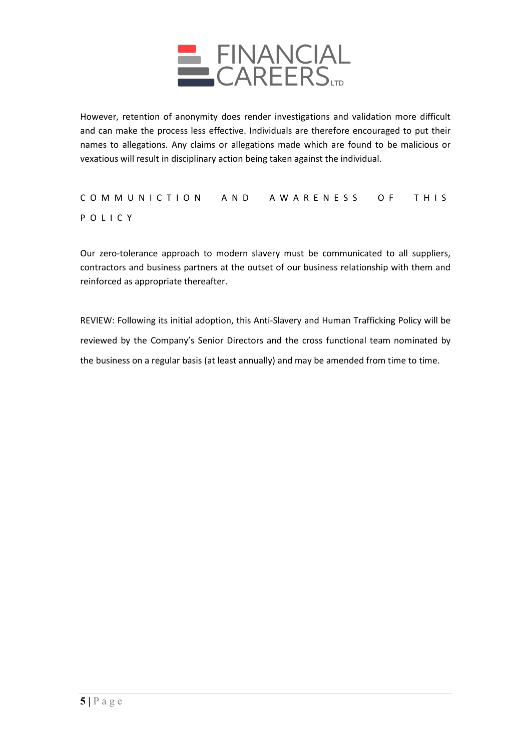However, retention of anonymity does render investigations and validation more difficult and can make the process less effective. Individuals are therefore encouraged to put their names to allegations. Any claims or allegations made which are found to be malicious or vexatious will result in disciplinary action being taken against the individual.

## COMMUNICTION AND AWARENESS OF THIS POLICY

Our zero-tolerance approach to modern slavery must be communicated to all suppliers, contractors and business partners at the outset of our business relationship with them and reinforced as appropriate thereafter.

REVIEW: Following its initial adoption, this Anti-Slavery and Human Trafficking Policy will be reviewed by the Company's Senior Directors and the cross functional team nominated by the business on a regular basis (at least annually) and may be amended from time to time.